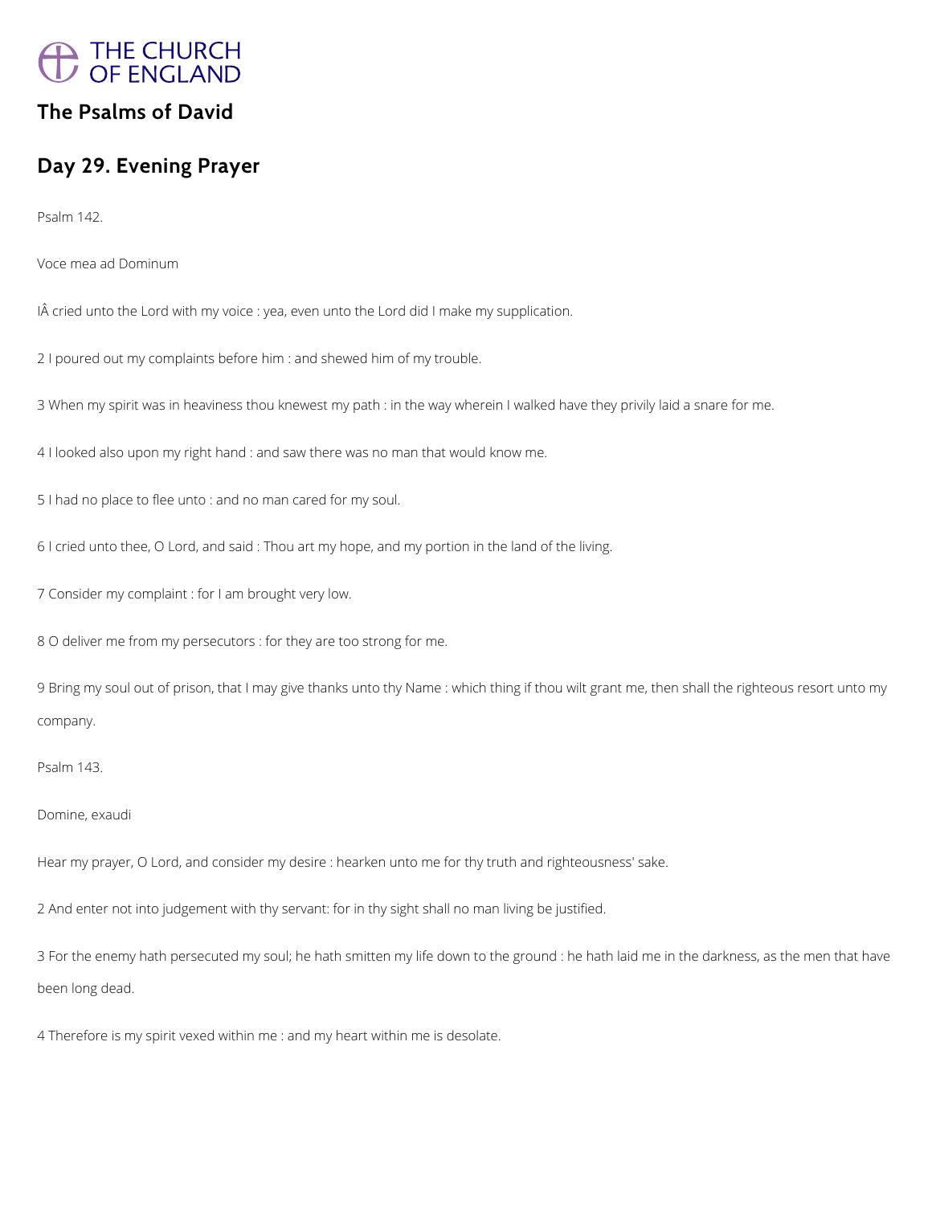# The Psalms of David

## Day 29. Evening Prayer

Psalm 142.

Voce mea ad Dominum

IÂ cried unto the Lord with my voice : yea, even unto the Lord did I make my supplication.

2 I poured out my complaints before him : and shewed him of my trouble.

3 When my spirit was in heaviness thou knewest my path : in the way wherein I walked have they privily laid a snare for me.

4 I looked also upon my right hand : and saw there was no man that would know me.

5 I had no place to flee unto : and no man cared for my soul.

6 I cried unto thee, O Lord, and said : Thou art my hope, and my portion in the land of the living.

7 Consider my complaint : for I am brought very low.

8 O deliver me from my persecutors : for they are too strong for me.

9 Bring my soul out of prison, that I may give thanks unto thy Name : which thing if thou wilt grant me, then shall the righteous resort unto my company.

Psalm 143.

Domine, exaudi

Hear my prayer, O Lord, and consider my desire : hearken unto me for thy truth and righteousness' sake.

2 And enter not into judgement with thy servant: for in thy sight shall no man living be justified.

3 For the enemy hath persecuted my soul; he hath smitten my life down to the ground : he hath laid me in the darkness, as the men that have been long dead.

4 Therefore is my spirit vexed within me : and my heart within me is desolate.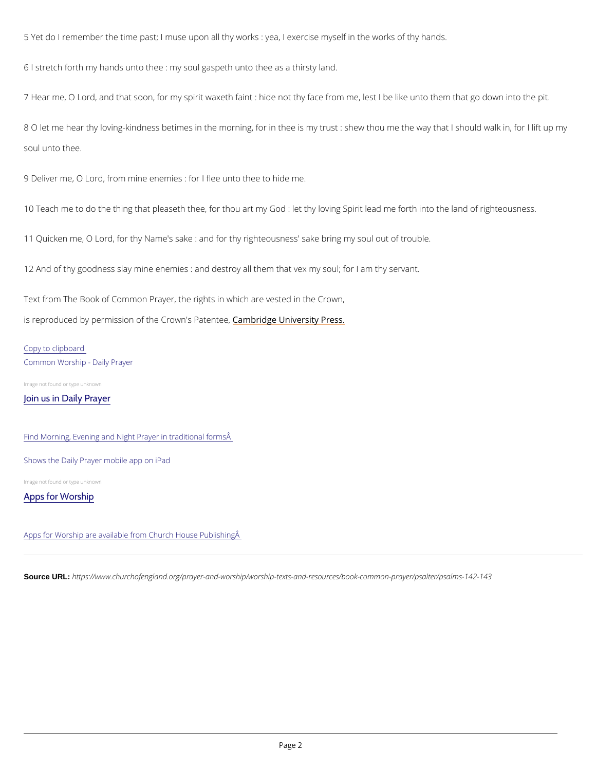5 Yet do I remember the time past; I muse upon all thy works : yea, I exercise myself in the works of thy hands.

6 I stretch forth my hands unto thee : my soul gaspeth unto thee as a thirsty land.

7 Hear me, O Lord, and that soon, for my spirit waxeth faint : hide not thy face from me, lest I be like unto them that go down into the pit.

8 O let me hear thy loving-kindness betimes in the morning, for in thee is my trust : shew thou me the way that I should walk in, for I lift up my soul unto thee.

9 Deliver me, O Lord, from mine enemies : for I flee unto thee to hide me.

10 Teach me to do the thing that pleaseth thee, for thou art my God : let thy loving Spirit lead me forth into the land of righteousness.

11 Quicken me, O Lord, for thy Name's sake : and for thy righteousness' sake bring my soul out of trouble.

12 And of thy goodness slay mine enemies : and destroy all them that vex my soul; for I am thy servant.

Text from The Book of Common Prayer, the rights in which are vested in the Crown, is reproduced by permission of the Crown's Patentee, Cambridge University Press.

Copy to clipboard

Common Worship - Daily Prayer

Image not found or type unknown

Join us in Daily Prayer

Find Morning, Evening and Night Prayer in traditional formsÂ

Shows the Daily Prayer mobile app on iPad

Image not found or type unknown

Apps for Worship

Apps for Worship are available from Church House PublishingÂ

---

**Source URL:** *https://www.churchofengland.org/prayer-and-worship/worship-texts-and-resources/book-common-prayer/psalter/psalms-142-143*